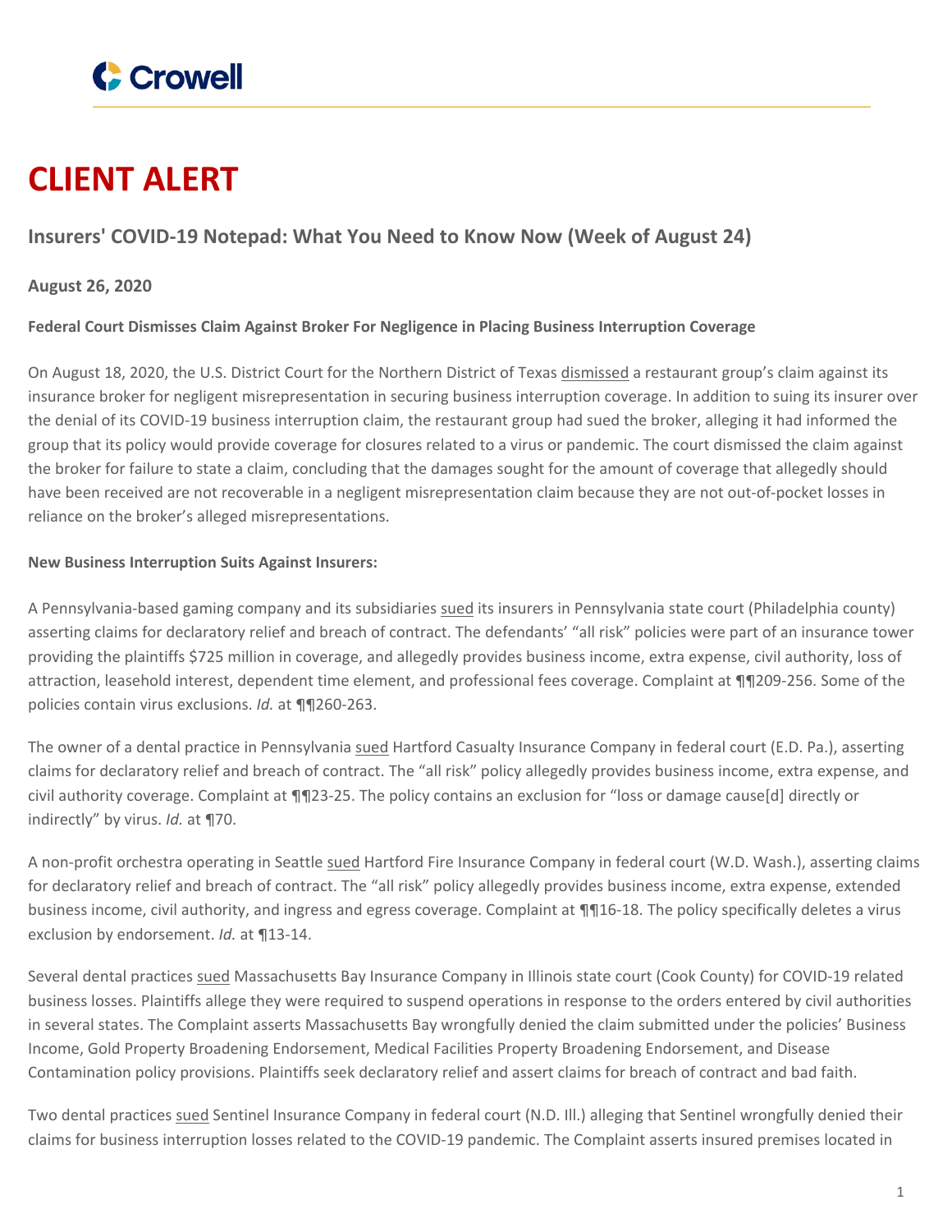# CLIENT ALERT

## Insurers' COVID-19 Notepad: What You Need to Know Now (Week of August 24)

**August 26, 2020**

**Federal Court Dismisses Claim Against Broker For Negligence in Placing Business Interruption Coverage**

On August 18, 2020, the U.S. District Court for the Northern District of Texas dismissed a restaurant group's claim against its insurance broker for negligent misrepresentation in securing business interruption coverage. In addition to suing its insurer over the denial of its COVID-19 business interruption claim, the restaurant group had sued the broker, alleging it had informed the group that its policy would provide coverage for closures related to a virus or pandemic. The court dismissed the claim against the broker for failure to state a claim, concluding that the damages sought for the amount of coverage that allegedly should have been received are not recoverable in a negligent misrepresentation claim because they are not out-of-pocket losses in reliance on the broker's alleged misrepresentations.

**New Business Interruption Suits Against Insurers:**

A Pennsylvania-based gaming company and its subsidiaries sued its insurers in Pennsylvania state court (Philadelphia county) asserting claims for declaratory relief and breach of contract. The defendants' "all risk" policies were part of an insurance tower providing the plaintiffs $725 million in coverage, and allegedly provides business income, extra expense, civil authority, loss of attraction, leasehold interest, dependent time element, and professional fees coverage. Complaint at ¶¶209-256. Some of the policies contain virus exclusions. *Id.* at ¶¶260-263.

The owner of a dental practice in Pennsylvania sued Hartford Casualty Insurance Company in federal court (E.D. Pa.), asserting claims for declaratory relief and breach of contract. The "all risk" policy allegedly provides business income, extra expense, and civil authority coverage. Complaint at ¶¶23-25. The policy contains an exclusion for "loss or damage cause[d] directly or indirectly" by virus. *Id.* at ¶70.

A non-profit orchestra operating in Seattle sued Hartford Fire Insurance Company in federal court (W.D. Wash.), asserting claims for declaratory relief and breach of contract. The "all risk" policy allegedly provides business income, extra expense, extended business income, civil authority, and ingress and egress coverage. Complaint at ¶¶16-18. The policy specifically deletes a virus exclusion by endorsement. *Id.* at ¶13-14.

Several dental practices sued Massachusetts Bay Insurance Company in Illinois state court (Cook County) for COVID-19 related business losses. Plaintiffs allege they were required to suspend operations in response to the orders entered by civil authorities in several states. The Complaint asserts Massachusetts Bay wrongfully denied the claim submitted under the policies' Business Income, Gold Property Broadening Endorsement, Medical Facilities Property Broadening Endorsement, and Disease Contamination policy provisions. Plaintiffs seek declaratory relief and assert claims for breach of contract and bad faith.

Two dental practices sued Sentinel Insurance Company in federal court (N.D. Ill.) alleging that Sentinel wrongfully denied their claims for business interruption losses related to the COVID-19 pandemic. The Complaint asserts insured premises located in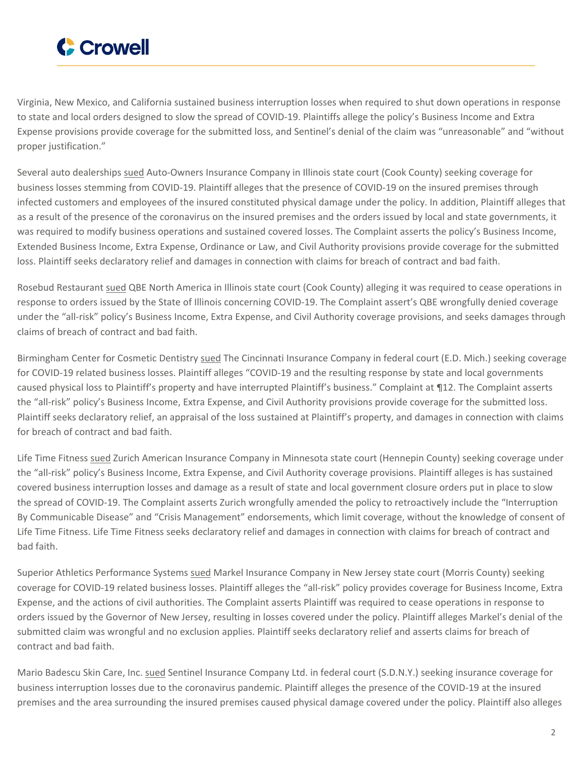Virginia, New Mexico, and California sustained business interruption losses when required to shut down operations in response to state and local orders designed to slow the spread of COVID-19. Plaintiffs allege the policy's Business Income and Extra Expense provisions provide coverage for the submitted loss, and Sentinel's denial of the claim was "unreasonable" and "without proper justification."

Several auto dealerships sued Auto-Owners Insurance Company in Illinois state court (Cook County) seeking coverage for business losses stemming from COVID-19. Plaintiff alleges that the presence of COVID-19 on the insured premises through infected customers and employees of the insured constituted physical damage under the policy. In addition, Plaintiff alleges that as a result of the presence of the coronavirus on the insured premises and the orders issued by local and state governments, it was required to modify business operations and sustained covered losses. The Complaint asserts the policy's Business Income, Extended Business Income, Extra Expense, Ordinance or Law, and Civil Authority provisions provide coverage for the submitted loss. Plaintiff seeks declaratory relief and damages in connection with claims for breach of contract and bad faith.

Rosebud Restaurant sued QBE North America in Illinois state court (Cook County) alleging it was required to cease operations in response to orders issued by the State of Illinois concerning COVID-19. The Complaint assert's QBE wrongfully denied coverage under the "all-risk" policy's Business Income, Extra Expense, and Civil Authority coverage provisions, and seeks damages through claims of breach of contract and bad faith.

Birmingham Center for Cosmetic Dentistry sued The Cincinnati Insurance Company in federal court (E.D. Mich.) seeking coverage for COVID-19 related business losses. Plaintiff alleges "COVID-19 and the resulting response by state and local governments caused physical loss to Plaintiff's property and have interrupted Plaintiff's business." Complaint at ¶12. The Complaint asserts the "all-risk" policy's Business Income, Extra Expense, and Civil Authority provisions provide coverage for the submitted loss. Plaintiff seeks declaratory relief, an appraisal of the loss sustained at Plaintiff's property, and damages in connection with claims for breach of contract and bad faith.

Life Time Fitness sued Zurich American Insurance Company in Minnesota state court (Hennepin County) seeking coverage under the "all-risk" policy's Business Income, Extra Expense, and Civil Authority coverage provisions. Plaintiff alleges is has sustained covered business interruption losses and damage as a result of state and local government closure orders put in place to slow the spread of COVID-19. The Complaint asserts Zurich wrongfully amended the policy to retroactively include the "Interruption By Communicable Disease" and "Crisis Management" endorsements, which limit coverage, without the knowledge of consent of Life Time Fitness. Life Time Fitness seeks declaratory relief and damages in connection with claims for breach of contract and bad faith.

Superior Athletics Performance Systems sued Markel Insurance Company in New Jersey state court (Morris County) seeking coverage for COVID-19 related business losses. Plaintiff alleges the "all-risk" policy provides coverage for Business Income, Extra Expense, and the actions of civil authorities. The Complaint asserts Plaintiff was required to cease operations in response to orders issued by the Governor of New Jersey, resulting in losses covered under the policy. Plaintiff alleges Markel's denial of the submitted claim was wrongful and no exclusion applies. Plaintiff seeks declaratory relief and asserts claims for breach of contract and bad faith.

Mario Badescu Skin Care, Inc. sued Sentinel Insurance Company Ltd. in federal court (S.D.N.Y.) seeking insurance coverage for business interruption losses due to the coronavirus pandemic. Plaintiff alleges the presence of the COVID-19 at the insured premises and the area surrounding the insured premises caused physical damage covered under the policy. Plaintiff also alleges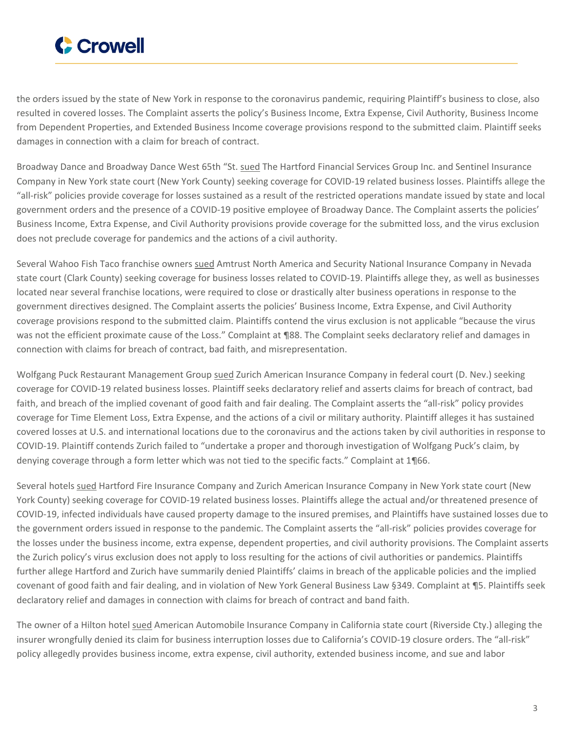the orders issued by the state of New York in response to the coronavirus pandemic, requiring Plaintiff's business to close, also resulted in covered losses. The Complaint asserts the policy's Business Income, Extra Expense, Civil Authority, Business Income from Dependent Properties, and Extended Business Income coverage provisions respond to the submitted claim. Plaintiff seeks damages in connection with a claim for breach of contract.

Broadway Dance and Broadway Dance West 65th "St. sued The Hartford Financial Services Group Inc. and Sentinel Insurance Company in New York state court (New York County) seeking coverage for COVID-19 related business losses. Plaintiffs allege the "all-risk" policies provide coverage for losses sustained as a result of the restricted operations mandate issued by state and local government orders and the presence of a COVID-19 positive employee of Broadway Dance. The Complaint asserts the policies' Business Income, Extra Expense, and Civil Authority provisions provide coverage for the submitted loss, and the virus exclusion does not preclude coverage for pandemics and the actions of a civil authority.

Several Wahoo Fish Taco franchise owners sued Amtrust North America and Security National Insurance Company in Nevada state court (Clark County) seeking coverage for business losses related to COVID-19. Plaintiffs allege they, as well as businesses located near several franchise locations, were required to close or drastically alter business operations in response to the government directives designed. The Complaint asserts the policies' Business Income, Extra Expense, and Civil Authority coverage provisions respond to the submitted claim. Plaintiffs contend the virus exclusion is not applicable "because the virus was not the efficient proximate cause of the Loss." Complaint at ¶88. The Complaint seeks declaratory relief and damages in connection with claims for breach of contract, bad faith, and misrepresentation.

Wolfgang Puck Restaurant Management Group sued Zurich American Insurance Company in federal court (D. Nev.) seeking coverage for COVID-19 related business losses. Plaintiff seeks declaratory relief and asserts claims for breach of contract, bad faith, and breach of the implied covenant of good faith and fair dealing. The Complaint asserts the "all-risk" policy provides coverage for Time Element Loss, Extra Expense, and the actions of a civil or military authority. Plaintiff alleges it has sustained covered losses at U.S. and international locations due to the coronavirus and the actions taken by civil authorities in response to COVID-19. Plaintiff contends Zurich failed to "undertake a proper and thorough investigation of Wolfgang Puck's claim, by denying coverage through a form letter which was not tied to the specific facts." Complaint at 1¶66.

Several hotels sued Hartford Fire Insurance Company and Zurich American Insurance Company in New York state court (New York County) seeking coverage for COVID-19 related business losses. Plaintiffs allege the actual and/or threatened presence of COVID-19, infected individuals have caused property damage to the insured premises, and Plaintiffs have sustained losses due to the government orders issued in response to the pandemic. The Complaint asserts the "all-risk" policies provides coverage for the losses under the business income, extra expense, dependent properties, and civil authority provisions. The Complaint asserts the Zurich policy's virus exclusion does not apply to loss resulting for the actions of civil authorities or pandemics. Plaintiffs further allege Hartford and Zurich have summarily denied Plaintiffs' claims in breach of the applicable policies and the implied covenant of good faith and fair dealing, and in violation of New York General Business Law §349. Complaint at ¶5. Plaintiffs seek declaratory relief and damages in connection with claims for breach of contract and band faith.

The owner of a Hilton hotel sued American Automobile Insurance Company in California state court (Riverside Cty.) alleging the insurer wrongfully denied its claim for business interruption losses due to California's COVID-19 closure orders. The "all-risk" policy allegedly provides business income, extra expense, civil authority, extended business income, and sue and labor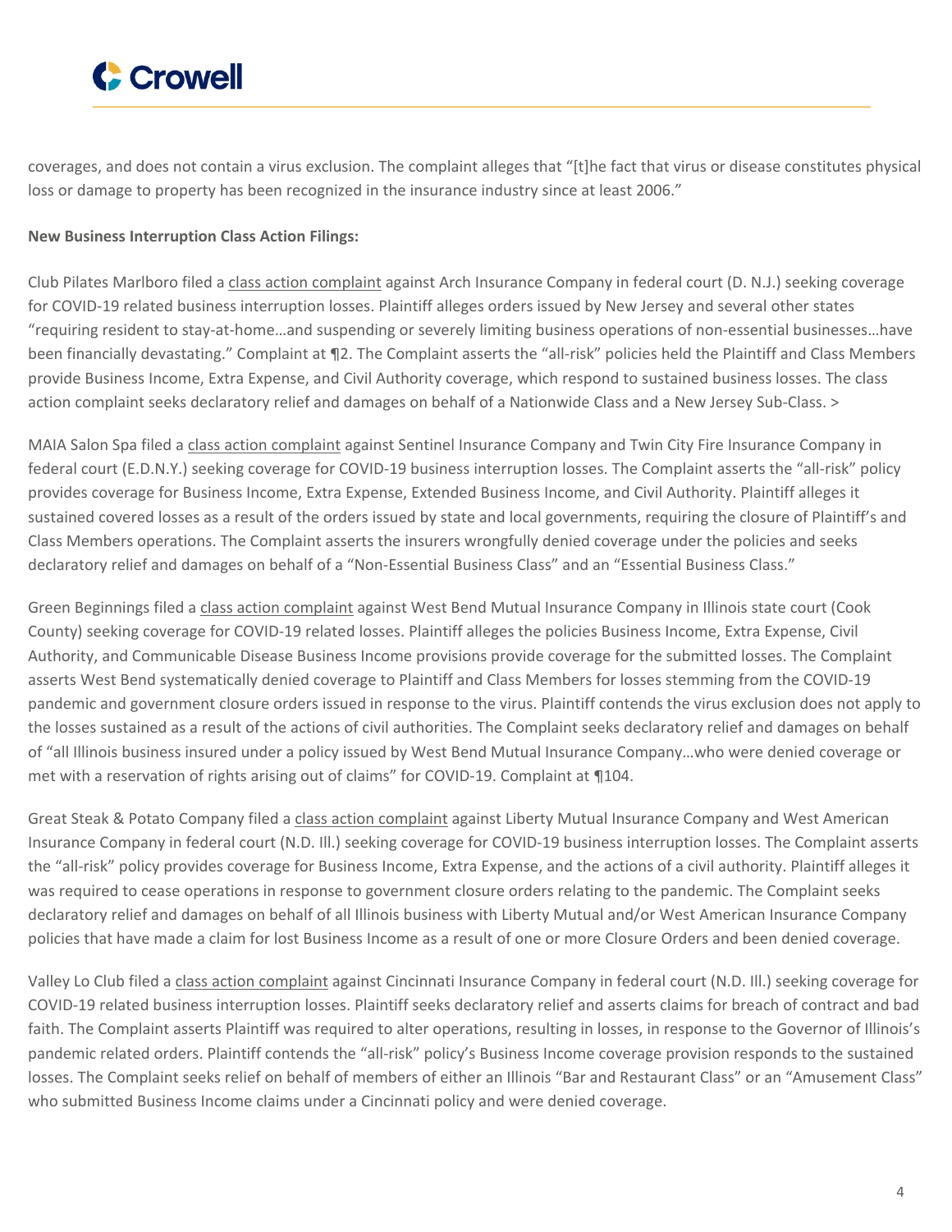coverages, and does not contain a virus exclusion. The complaint alleges that "[t]he fact that virus or disease constitutes physical loss or damage to property has been recognized in the insurance industry since at least 2006."

**New Business Interruption Class Action Filings:**

Club Pilates Marlboro filed a class action complaint against Arch Insurance Company in federal court (D. N.J.) seeking coverage for COVID-19 related business interruption losses. Plaintiff alleges orders issued by New Jersey and several other states "requiring resident to stay-at-home…and suspending or severely limiting business operations of non-essential businesses…have been financially devastating." Complaint at ¶2. The Complaint asserts the "all-risk" policies held the Plaintiff and Class Members provide Business Income, Extra Expense, and Civil Authority coverage, which respond to sustained business losses. The class action complaint seeks declaratory relief and damages on behalf of a Nationwide Class and a New Jersey Sub-Class. >

MAIA Salon Spa filed a class action complaint against Sentinel Insurance Company and Twin City Fire Insurance Company in federal court (E.D.N.Y.) seeking coverage for COVID-19 business interruption losses. The Complaint asserts the "all-risk" policy provides coverage for Business Income, Extra Expense, Extended Business Income, and Civil Authority. Plaintiff alleges it sustained covered losses as a result of the orders issued by state and local governments, requiring the closure of Plaintiff's and Class Members operations. The Complaint asserts the insurers wrongfully denied coverage under the policies and seeks declaratory relief and damages on behalf of a "Non-Essential Business Class" and an "Essential Business Class."

Green Beginnings filed a class action complaint against West Bend Mutual Insurance Company in Illinois state court (Cook County) seeking coverage for COVID-19 related losses. Plaintiff alleges the policies Business Income, Extra Expense, Civil Authority, and Communicable Disease Business Income provisions provide coverage for the submitted losses. The Complaint asserts West Bend systematically denied coverage to Plaintiff and Class Members for losses stemming from the COVID-19 pandemic and government closure orders issued in response to the virus. Plaintiff contends the virus exclusion does not apply to the losses sustained as a result of the actions of civil authorities. The Complaint seeks declaratory relief and damages on behalf of "all Illinois business insured under a policy issued by West Bend Mutual Insurance Company…who were denied coverage or met with a reservation of rights arising out of claims" for COVID-19. Complaint at ¶104.

Great Steak & Potato Company filed a class action complaint against Liberty Mutual Insurance Company and West American Insurance Company in federal court (N.D. Ill.) seeking coverage for COVID-19 business interruption losses. The Complaint asserts the "all-risk" policy provides coverage for Business Income, Extra Expense, and the actions of a civil authority. Plaintiff alleges it was required to cease operations in response to government closure orders relating to the pandemic. The Complaint seeks declaratory relief and damages on behalf of all Illinois business with Liberty Mutual and/or West American Insurance Company policies that have made a claim for lost Business Income as a result of one or more Closure Orders and been denied coverage.

Valley Lo Club filed a class action complaint against Cincinnati Insurance Company in federal court (N.D. Ill.) seeking coverage for COVID-19 related business interruption losses. Plaintiff seeks declaratory relief and asserts claims for breach of contract and bad faith. The Complaint asserts Plaintiff was required to alter operations, resulting in losses, in response to the Governor of Illinois's pandemic related orders. Plaintiff contends the "all-risk" policy's Business Income coverage provision responds to the sustained losses. The Complaint seeks relief on behalf of members of either an Illinois "Bar and Restaurant Class" or an "Amusement Class" who submitted Business Income claims under a Cincinnati policy and were denied coverage.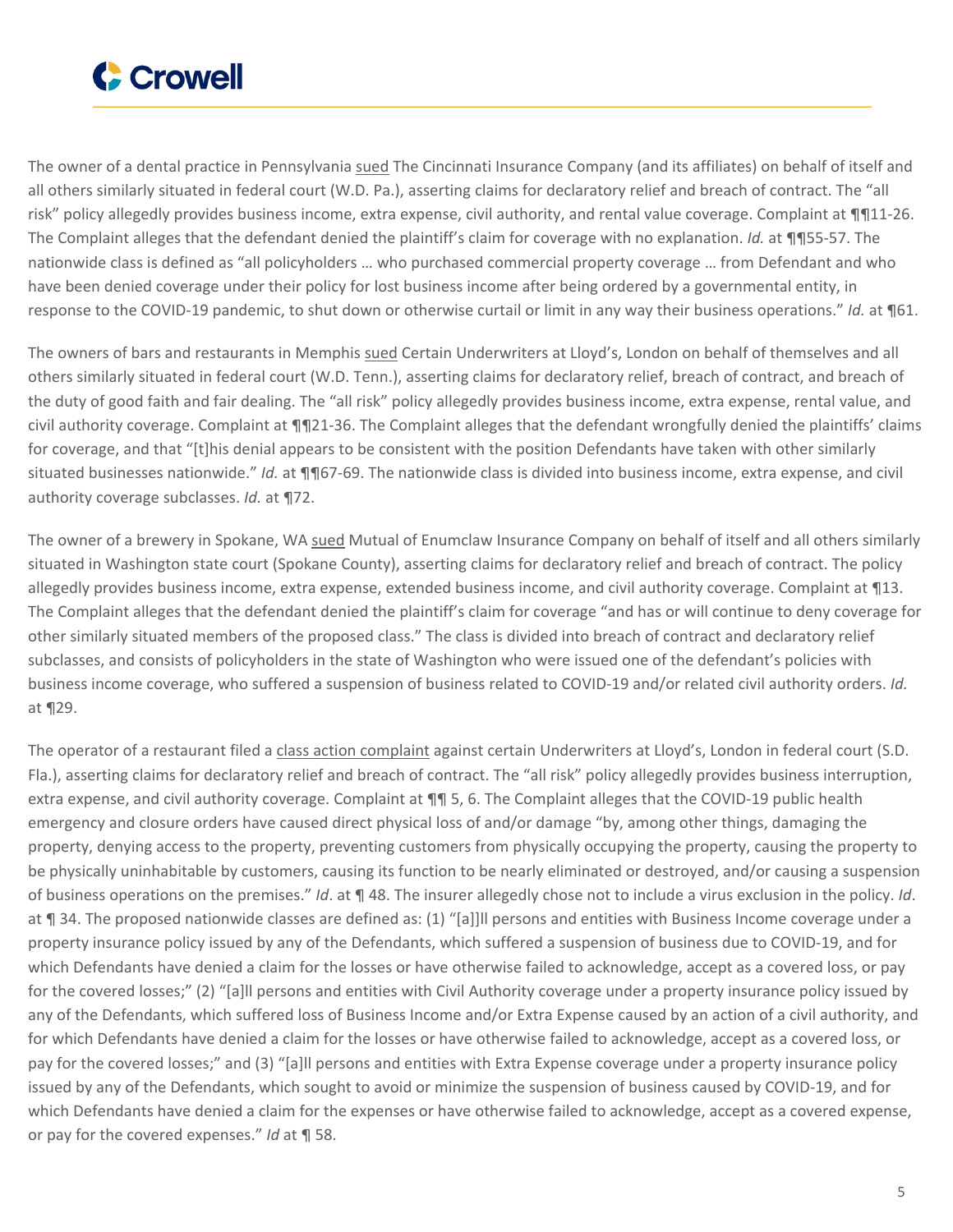The owner of a dental practice in Pennsylvania sued The Cincinnati Insurance Company (and its affiliates) on behalf of itself and all others similarly situated in federal court (W.D. Pa.), asserting claims for declaratory relief and breach of contract. The "all risk" policy allegedly provides business income, extra expense, civil authority, and rental value coverage. Complaint at ¶¶11-26. The Complaint alleges that the defendant denied the plaintiff's claim for coverage with no explanation. *Id.* at ¶¶55-57. The nationwide class is defined as "all policyholders … who purchased commercial property coverage … from Defendant and who have been denied coverage under their policy for lost business income after being ordered by a governmental entity, in response to the COVID-19 pandemic, to shut down or otherwise curtail or limit in any way their business operations." *Id.* at ¶61.

The owners of bars and restaurants in Memphis sued Certain Underwriters at Lloyd's, London on behalf of themselves and all others similarly situated in federal court (W.D. Tenn.), asserting claims for declaratory relief, breach of contract, and breach of the duty of good faith and fair dealing. The "all risk" policy allegedly provides business income, extra expense, rental value, and civil authority coverage. Complaint at ¶¶21-36. The Complaint alleges that the defendant wrongfully denied the plaintiffs' claims for coverage, and that "[t]his denial appears to be consistent with the position Defendants have taken with other similarly situated businesses nationwide." *Id.* at ¶¶67-69. The nationwide class is divided into business income, extra expense, and civil authority coverage subclasses. *Id.* at ¶72.

The owner of a brewery in Spokane, WA sued Mutual of Enumclaw Insurance Company on behalf of itself and all others similarly situated in Washington state court (Spokane County), asserting claims for declaratory relief and breach of contract. The policy allegedly provides business income, extra expense, extended business income, and civil authority coverage. Complaint at ¶13. The Complaint alleges that the defendant denied the plaintiff's claim for coverage "and has or will continue to deny coverage for other similarly situated members of the proposed class." The class is divided into breach of contract and declaratory relief subclasses, and consists of policyholders in the state of Washington who were issued one of the defendant's policies with business income coverage, who suffered a suspension of business related to COVID-19 and/or related civil authority orders. *Id.* at ¶29.

The operator of a restaurant filed a class action complaint against certain Underwriters at Lloyd's, London in federal court (S.D. Fla.), asserting claims for declaratory relief and breach of contract. The "all risk" policy allegedly provides business interruption, extra expense, and civil authority coverage. Complaint at ¶¶ 5, 6. The Complaint alleges that the COVID-19 public health emergency and closure orders have caused direct physical loss of and/or damage "by, among other things, damaging the property, denying access to the property, preventing customers from physically occupying the property, causing the property to be physically uninhabitable by customers, causing its function to be nearly eliminated or destroyed, and/or causing a suspension of business operations on the premises." *Id*. at ¶ 48. The insurer allegedly chose not to include a virus exclusion in the policy. *Id*. at ¶ 34. The proposed nationwide classes are defined as: (1) "[a]]ll persons and entities with Business Income coverage under a property insurance policy issued by any of the Defendants, which suffered a suspension of business due to COVID-19, and for which Defendants have denied a claim for the losses or have otherwise failed to acknowledge, accept as a covered loss, or pay for the covered losses;" (2) "[a]ll persons and entities with Civil Authority coverage under a property insurance policy issued by any of the Defendants, which suffered loss of Business Income and/or Extra Expense caused by an action of a civil authority, and for which Defendants have denied a claim for the losses or have otherwise failed to acknowledge, accept as a covered loss, or pay for the covered losses;" and (3) "[a]ll persons and entities with Extra Expense coverage under a property insurance policy issued by any of the Defendants, which sought to avoid or minimize the suspension of business caused by COVID-19, and for which Defendants have denied a claim for the expenses or have otherwise failed to acknowledge, accept as a covered expense, or pay for the covered expenses." *Id* at ¶ 58.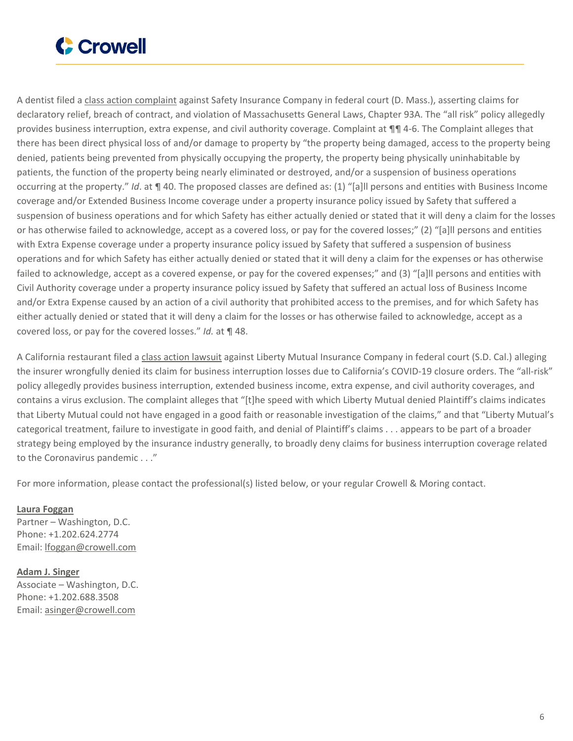A dentist filed a class action complaint against Safety Insurance Company in federal court (D. Mass.), asserting claims for declaratory relief, breach of contract, and violation of Massachusetts General Laws, Chapter 93A. The "all risk" policy allegedly provides business interruption, extra expense, and civil authority coverage. Complaint at ¶¶ 4-6. The Complaint alleges that there has been direct physical loss of and/or damage to property by "the property being damaged, access to the property being denied, patients being prevented from physically occupying the property, the property being physically uninhabitable by patients, the function of the property being nearly eliminated or destroyed, and/or a suspension of business operations occurring at the property." *Id*. at ¶ 40. The proposed classes are defined as: (1) "[a]ll persons and entities with Business Income coverage and/or Extended Business Income coverage under a property insurance policy issued by Safety that suffered a suspension of business operations and for which Safety has either actually denied or stated that it will deny a claim for the losses or has otherwise failed to acknowledge, accept as a covered loss, or pay for the covered losses;" (2) "[a]ll persons and entities with Extra Expense coverage under a property insurance policy issued by Safety that suffered a suspension of business operations and for which Safety has either actually denied or stated that it will deny a claim for the expenses or has otherwise failed to acknowledge, accept as a covered expense, or pay for the covered expenses;" and (3) "[a]ll persons and entities with Civil Authority coverage under a property insurance policy issued by Safety that suffered an actual loss of Business Income and/or Extra Expense caused by an action of a civil authority that prohibited access to the premises, and for which Safety has either actually denied or stated that it will deny a claim for the losses or has otherwise failed to acknowledge, accept as a covered loss, or pay for the covered losses." *Id.* at ¶ 48.

A California restaurant filed a class action lawsuit against Liberty Mutual Insurance Company in federal court (S.D. Cal.) alleging the insurer wrongfully denied its claim for business interruption losses due to California's COVID-19 closure orders. The "all-risk" policy allegedly provides business interruption, extended business income, extra expense, and civil authority coverages, and contains a virus exclusion. The complaint alleges that "[t]he speed with which Liberty Mutual denied Plaintiff's claims indicates that Liberty Mutual could not have engaged in a good faith or reasonable investigation of the claims," and that "Liberty Mutual's categorical treatment, failure to investigate in good faith, and denial of Plaintiff's claims . . . appears to be part of a broader strategy being employed by the insurance industry generally, to broadly deny claims for business interruption coverage related to the Coronavirus pandemic . . ."

For more information, please contact the professional(s) listed below, or your regular Crowell & Moring contact.

**Laura Foggan**
Partner – Washington, D.C.
Phone: +1.202.624.2774
Email: lfoggan@crowell.com

**Adam J. Singer**
Associate – Washington, D.C.
Phone: +1.202.688.3508
Email: asinger@crowell.com